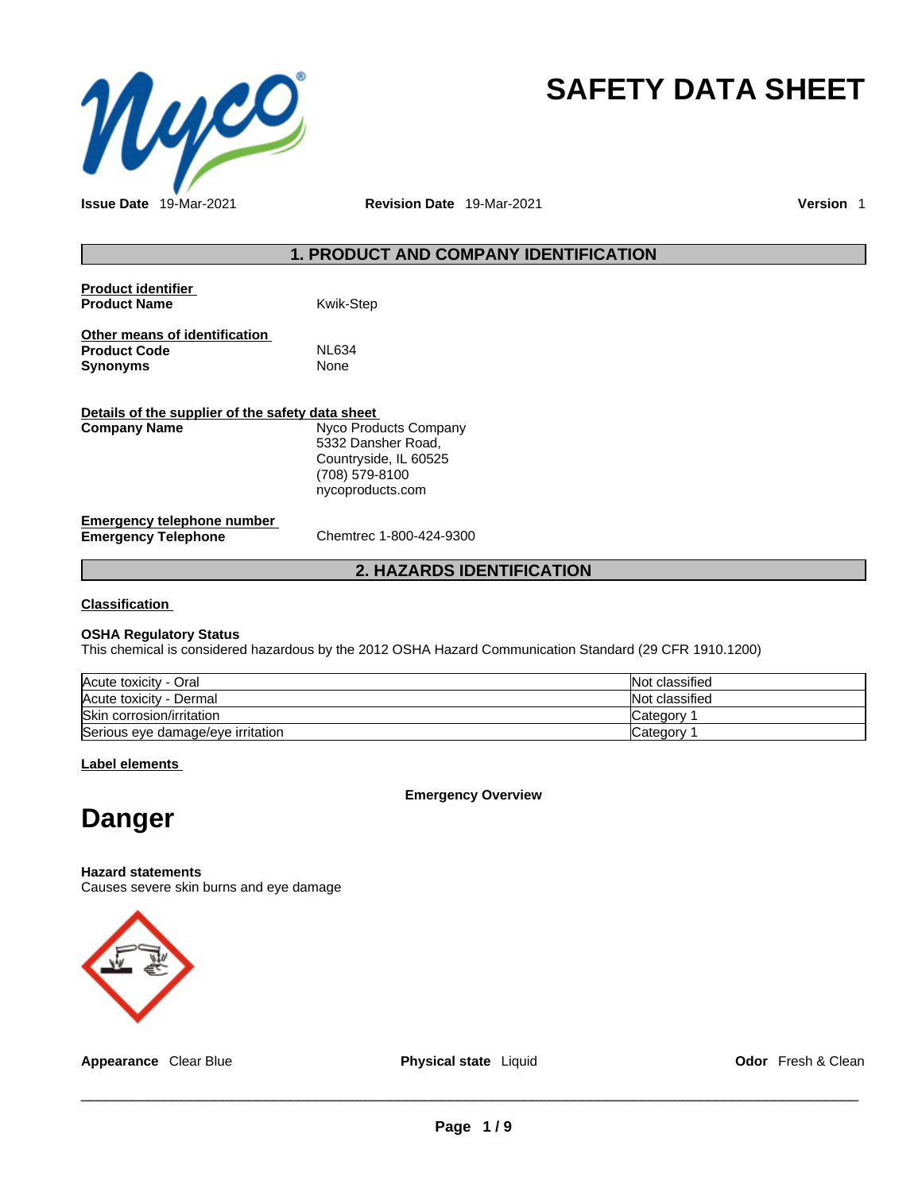# SAFETY DATA SHEET

**Issue Date** 19-Mar-2021 **Revision Date** 19-Mar-2021 **Version** 1

## 1. PRODUCT AND COMPANY IDENTIFICATION

**Product identifier**

**Product Name** Kwik-Step

**Other means of identification**

**Product Code** NL634

**Synonyms** None

**Details of the supplier of the safety data sheet**

**Company Name** Nyco Products Company
5332 Dansher Road,
Countryside, IL 60525
(708) 579-8100
nycoproducts.com

**Emergency telephone number**

**Emergency Telephone** Chemtrec 1-800-424-9300

## 2. HAZARDS IDENTIFICATION

**Classification**

**OSHA Regulatory Status**
This chemical is considered hazardous by the 2012 OSHA Hazard Communication Standard (29 CFR 1910.1200)

| | |
|---|---|
| Acute toxicity - Oral | Not classified |
| Acute toxicity - Dermal | Not classified |
| Skin corrosion/irritation | Category 1 |
| Serious eye damage/eye irritation | Category 1 |

**Label elements**

**Emergency Overview**

# Danger

**Hazard statements**
Causes severe skin burns and eye damage

**Appearance** Clear Blue **Physical state** Liquid **Odor** Fresh & Clean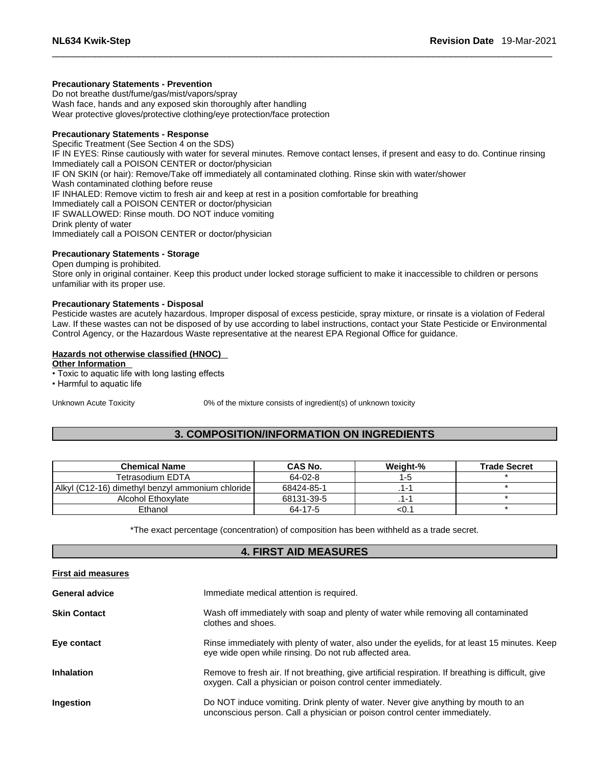**Precautionary Statements - Prevention**
Do not breathe dust/fume/gas/mist/vapors/spray
Wash face, hands and any exposed skin thoroughly after handling
Wear protective gloves/protective clothing/eye protection/face protection

**Precautionary Statements - Response**
Specific Treatment (See Section 4 on the SDS)
IF IN EYES: Rinse cautiously with water for several minutes. Remove contact lenses, if present and easy to do. Continue rinsing
Immediately call a POISON CENTER or doctor/physician
IF ON SKIN (or hair): Remove/Take off immediately all contaminated clothing. Rinse skin with water/shower
Wash contaminated clothing before reuse
IF INHALED: Remove victim to fresh air and keep at rest in a position comfortable for breathing
Immediately call a POISON CENTER or doctor/physician
IF SWALLOWED: Rinse mouth. DO NOT induce vomiting
Drink plenty of water
Immediately call a POISON CENTER or doctor/physician

**Precautionary Statements - Storage**
Open dumping is prohibited.
Store only in original container. Keep this product under locked storage sufficient to make it inaccessible to children or persons unfamiliar with its proper use.

**Precautionary Statements - Disposal**
Pesticide wastes are acutely hazardous. Improper disposal of excess pesticide, spray mixture, or rinsate is a violation of Federal Law. If these wastes can not be disposed of by use according to label instructions, contact your State Pesticide or Environmental Control Agency, or the Hazardous Waste representative at the nearest EPA Regional Office for guidance.

**Hazards not otherwise classified (HNOC)**
**Other Information**
- Toxic to aquatic life with long lasting effects
- Harmful to aquatic life

Unknown Acute Toxicity 0% of the mixture consists of ingredient(s) of unknown toxicity

## 3. COMPOSITION/INFORMATION ON INGREDIENTS

| Chemical Name | CAS No. | Weight-% | Trade Secret |
| --- | --- | --- | --- |
| Tetrasodium EDTA | 64-02-8 | 1-5 | * |
| Alkyl (C12-16) dimethyl benzyl ammonium chloride | 68424-85-1 | .1-1 | * |
| Alcohol Ethoxylate | 68131-39-5 | .1-1 | * |
| Ethanol | 64-17-5 | <0.1 | * |

*The exact percentage (concentration) of composition has been withheld as a trade secret.

## 4. FIRST AID MEASURES

**First aid measures**

**General advice** Immediate medical attention is required.

**Skin Contact** Wash off immediately with soap and plenty of water while removing all contaminated clothes and shoes.

**Eye contact** Rinse immediately with plenty of water, also under the eyelids, for at least 15 minutes. Keep eye wide open while rinsing. Do not rub affected area.

**Inhalation** Remove to fresh air. If not breathing, give artificial respiration. If breathing is difficult, give oxygen. Call a physician or poison control center immediately.

**Ingestion** Do NOT induce vomiting. Drink plenty of water. Never give anything by mouth to an unconscious person. Call a physician or poison control center immediately.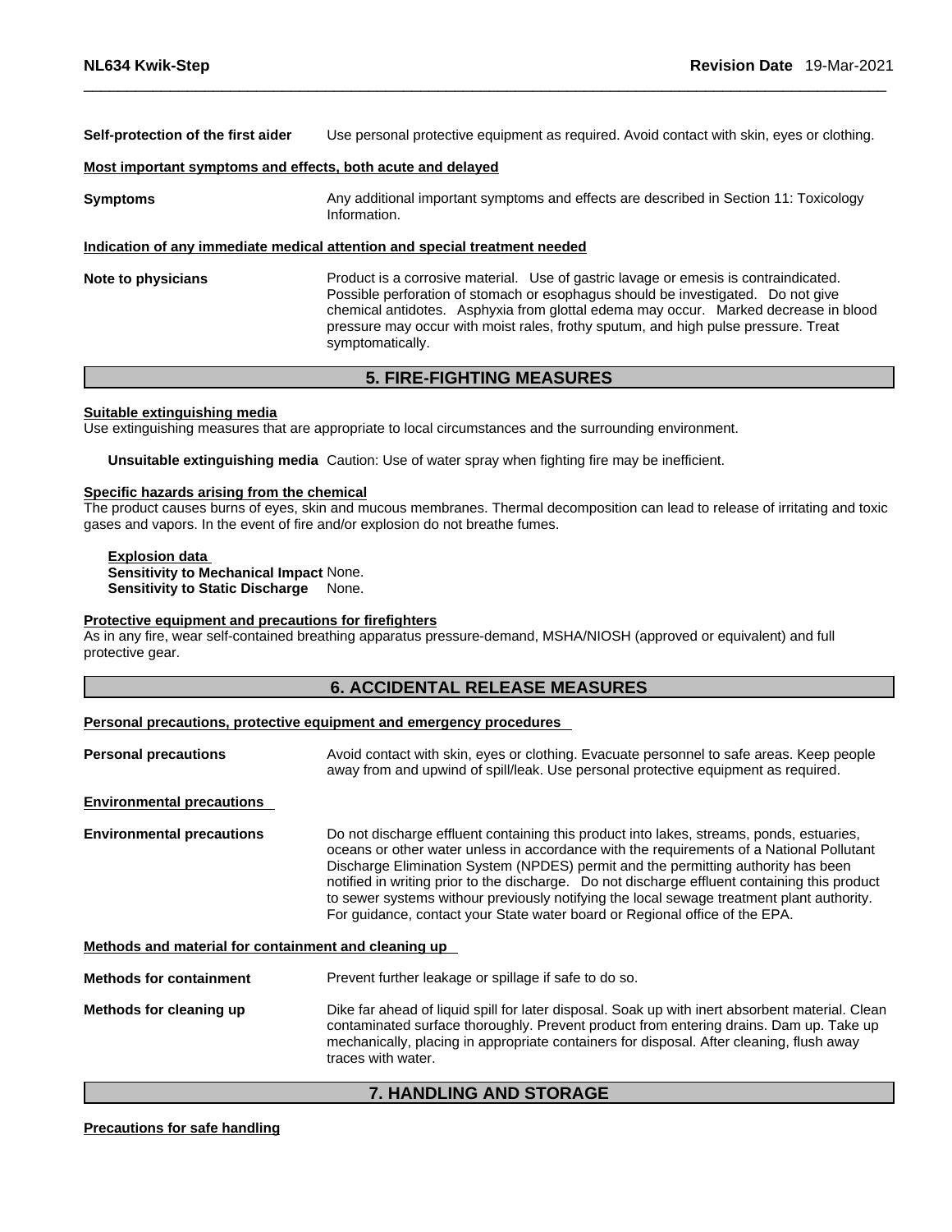**Self-protection of the first aider** Use personal protective equipment as required. Avoid contact with skin, eyes or clothing.

**Most important symptoms and effects, both acute and delayed**

**Symptoms** Any additional important symptoms and effects are described in Section 11: Toxicology Information.

**Indication of any immediate medical attention and special treatment needed**

**Note to physicians** Product is a corrosive material. Use of gastric lavage or emesis is contraindicated. Possible perforation of stomach or esophagus should be investigated. Do not give chemical antidotes. Asphyxia from glottal edema may occur. Marked decrease in blood pressure may occur with moist rales, frothy sputum, and high pulse pressure. Treat symptomatically.

## 5. FIRE-FIGHTING MEASURES

**Suitable extinguishing media**

Use extinguishing measures that are appropriate to local circumstances and the surrounding environment.

**Unsuitable extinguishing media** Caution: Use of water spray when fighting fire may be inefficient.

**Specific hazards arising from the chemical**

The product causes burns of eyes, skin and mucous membranes. Thermal decomposition can lead to release of irritating and toxic gases and vapors. In the event of fire and/or explosion do not breathe fumes.

**Explosion data**

**Sensitivity to Mechanical Impact** None.

**Sensitivity to Static Discharge** None.

**Protective equipment and precautions for firefighters**

As in any fire, wear self-contained breathing apparatus pressure-demand, MSHA/NIOSH (approved or equivalent) and full protective gear.

## 6. ACCIDENTAL RELEASE MEASURES

**Personal precautions, protective equipment and emergency procedures**

**Personal precautions** Avoid contact with skin, eyes or clothing. Evacuate personnel to safe areas. Keep people away from and upwind of spill/leak. Use personal protective equipment as required.

**Environmental precautions**

**Environmental precautions** Do not discharge effluent containing this product into lakes, streams, ponds, estuaries, oceans or other water unless in accordance with the requirements of a National Pollutant Discharge Elimination System (NPDES) permit and the permitting authority has been notified in writing prior to the discharge. Do not discharge effluent containing this product to sewer systems withour previously notifying the local sewage treatment plant authority. For guidance, contact your State water board or Regional office of the EPA.

**Methods and material for containment and cleaning up**

**Methods for containment** Prevent further leakage or spillage if safe to do so.

**Methods for cleaning up** Dike far ahead of liquid spill for later disposal. Soak up with inert absorbent material. Clean contaminated surface thoroughly. Prevent product from entering drains. Dam up. Take up mechanically, placing in appropriate containers for disposal. After cleaning, flush away traces with water.

## 7. HANDLING AND STORAGE

**Precautions for safe handling**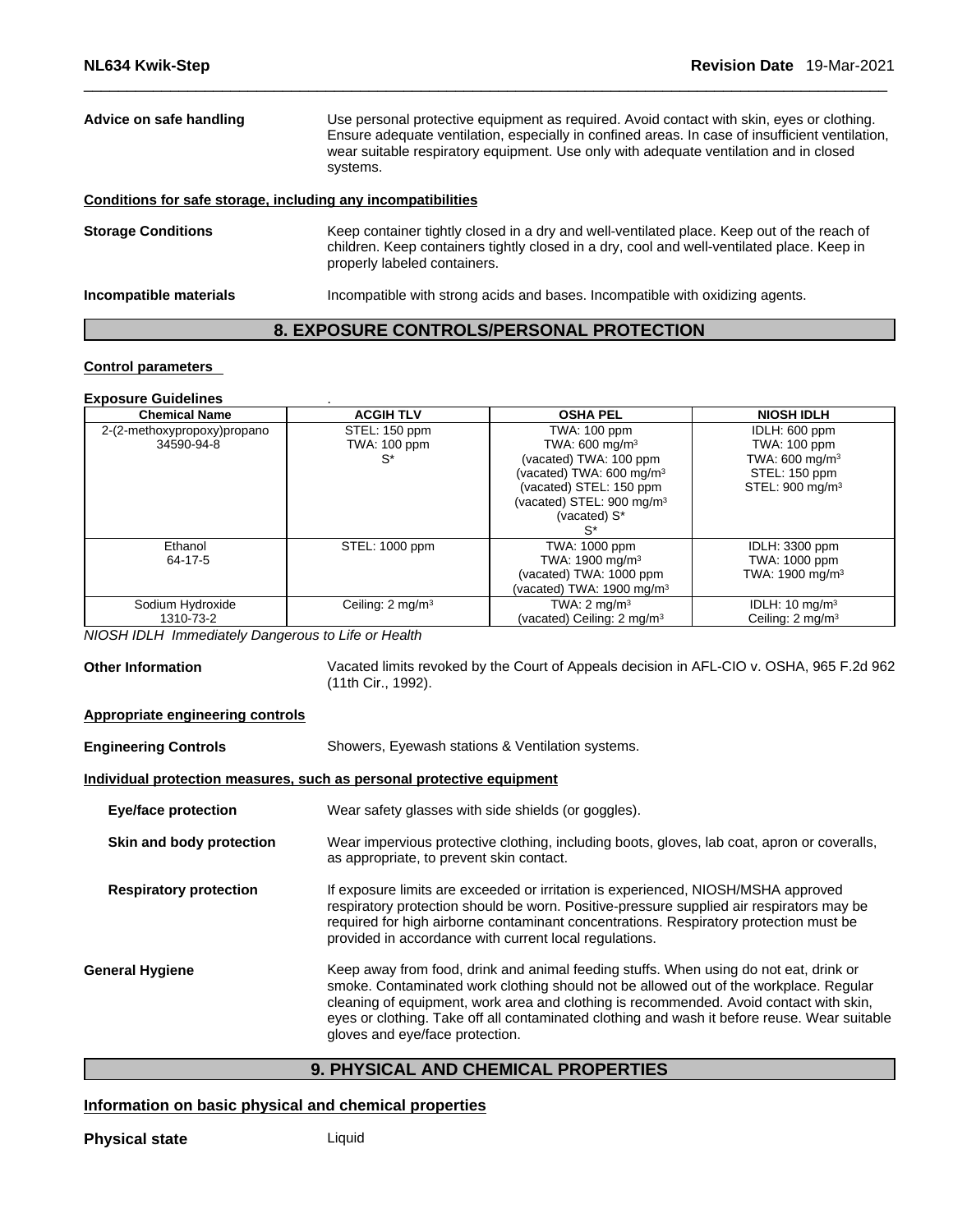**Advice on safe handling** Use personal protective equipment as required. Avoid contact with skin, eyes or clothing. Ensure adequate ventilation, especially in confined areas. In case of insufficient ventilation, wear suitable respiratory equipment. Use only with adequate ventilation and in closed systems.

**Conditions for safe storage, including any incompatibilities**

**Storage Conditions** Keep container tightly closed in a dry and well-ventilated place. Keep out of the reach of children. Keep containers tightly closed in a dry, cool and well-ventilated place. Keep in properly labeled containers.

**Incompatible materials** Incompatible with strong acids and bases. Incompatible with oxidizing agents.

## 8. EXPOSURE CONTROLS/PERSONAL PROTECTION

**Control parameters**

**Exposure Guidelines** .

| Chemical Name | ACGIH TLV | OSHA PEL | NIOSH IDLH |
|---|---|---|---|
| 2-(2-methoxypropoxy)propano<br>34590-94-8 | STEL: 150 ppm<br>TWA: 100 ppm<br>S* | TWA: 100 ppm<br>TWA: 600 mg/m³<br>(vacated) TWA: 100 ppm<br>(vacated) TWA: 600 mg/m³<br>(vacated) STEL: 150 ppm<br>(vacated) STEL: 900 mg/m³<br>(vacated) S*<br>S* | IDLH: 600 ppm<br>TWA: 100 ppm<br>TWA: 600 mg/m³<br>STEL: 150 ppm<br>STEL: 900 mg/m³ |
| Ethanol<br>64-17-5 | STEL: 1000 ppm | TWA: 1000 ppm<br>TWA: 1900 mg/m³<br>(vacated) TWA: 1000 ppm<br>(vacated) TWA: 1900 mg/m³ | IDLH: 3300 ppm<br>TWA: 1000 ppm<br>TWA: 1900 mg/m³ |
| Sodium Hydroxide<br>1310-73-2 | Ceiling: 2 mg/m³ | TWA: 2 mg/m³<br>(vacated) Ceiling: 2 mg/m³ | IDLH: 10 mg/m³<br>Ceiling: 2 mg/m³ |

*NIOSH IDLH Immediately Dangerous to Life or Health*

**Other Information** Vacated limits revoked by the Court of Appeals decision in AFL-CIO v. OSHA, 965 F.2d 962 (11th Cir., 1992).

**Appropriate engineering controls**

**Engineering Controls** Showers, Eyewash stations & Ventilation systems.

**Individual protection measures, such as personal protective equipment**

**Eye/face protection** Wear safety glasses with side shields (or goggles).

**Skin and body protection** Wear impervious protective clothing, including boots, gloves, lab coat, apron or coveralls, as appropriate, to prevent skin contact.

**Respiratory protection** If exposure limits are exceeded or irritation is experienced, NIOSH/MSHA approved respiratory protection should be worn. Positive-pressure supplied air respirators may be required for high airborne contaminant concentrations. Respiratory protection must be provided in accordance with current local regulations.

**General Hygiene** Keep away from food, drink and animal feeding stuffs. When using do not eat, drink or smoke. Contaminated work clothing should not be allowed out of the workplace. Regular cleaning of equipment, work area and clothing is recommended. Avoid contact with skin, eyes or clothing. Take off all contaminated clothing and wash it before reuse. Wear suitable gloves and eye/face protection.

## 9. PHYSICAL AND CHEMICAL PROPERTIES

**Information on basic physical and chemical properties**

**Physical state** Liquid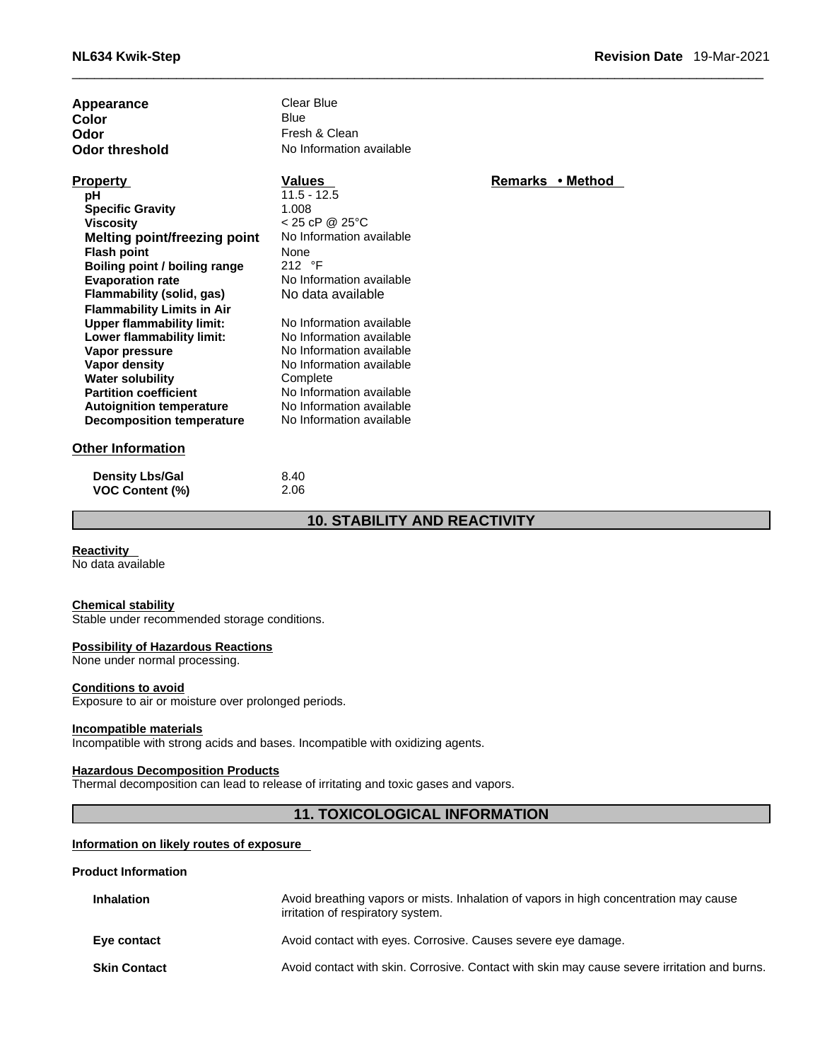| | |
|---|---|
| **Appearance** | Clear Blue |
| **Color** | Blue |
| **Odor** | Fresh & Clean |
| **Odor threshold** | No Information available |

| Property | Values | Remarks • Method |
|---|---|---|
| **pH** | 11.5 - 12.5 | |
| **Specific Gravity** | 1.008 | |
| **Viscosity** | < 25 cP @ 25°C | |
| **Melting point/freezing point** | No Information available | |
| **Flash point** | None | |
| **Boiling point / boiling range** | 212 °F | |
| **Evaporation rate** | No Information available | |
| **Flammability (solid, gas)** | No data available | |
| **Flammability Limits in Air** | | |
| **Upper flammability limit:** | No Information available | |
| **Lower flammability limit:** | No Information available | |
| **Vapor pressure** | No Information available | |
| **Vapor density** | No Information available | |
| **Water solubility** | Complete | |
| **Partition coefficient** | No Information available | |
| **Autoignition temperature** | No Information available | |
| **Decomposition temperature** | No Information available | |

**Other Information**

| | |
|---|---|
| **Density Lbs/Gal** | 8.40 |
| **VOC Content (%)** | 2.06 |

## 10. STABILITY AND REACTIVITY

**Reactivity**
No data available

**Chemical stability**
Stable under recommended storage conditions.

**Possibility of Hazardous Reactions**
None under normal processing.

**Conditions to avoid**
Exposure to air or moisture over prolonged periods.

**Incompatible materials**
Incompatible with strong acids and bases. Incompatible with oxidizing agents.

**Hazardous Decomposition Products**
Thermal decomposition can lead to release of irritating and toxic gases and vapors.

## 11. TOXICOLOGICAL INFORMATION

**Information on likely routes of exposure**

**Product Information**

| | |
|---|---|
| **Inhalation** | Avoid breathing vapors or mists. Inhalation of vapors in high concentration may cause irritation of respiratory system. |
| **Eye contact** | Avoid contact with eyes. Corrosive. Causes severe eye damage. |
| **Skin Contact** | Avoid contact with skin. Corrosive. Contact with skin may cause severe irritation and burns. |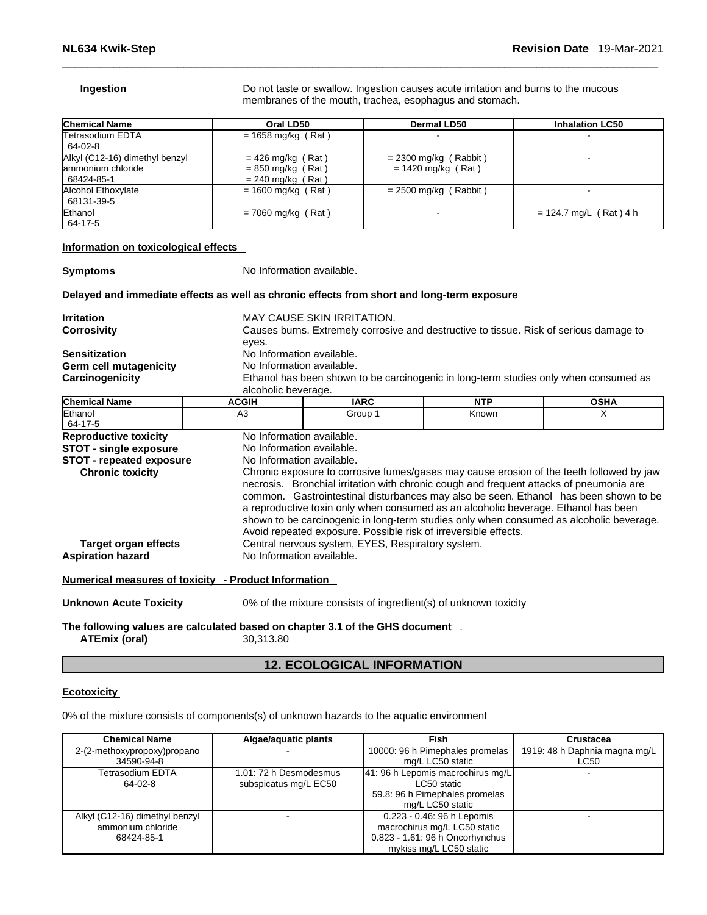**Ingestion** Do not taste or swallow. Ingestion causes acute irritation and burns to the mucous membranes of the mouth, trachea, esophagus and stomach.

| Chemical Name | Oral LD50 | Dermal LD50 | Inhalation LC50 |
|---|---|---|---|
| Tetrasodium EDTA<br>64-02-8 | = 1658 mg/kg ( Rat ) | - | - |
| Alkyl (C12-16) dimethyl benzyl ammonium chloride<br>68424-85-1 | = 426 mg/kg ( Rat )<br>= 850 mg/kg ( Rat )<br>= 240 mg/kg ( Rat ) | = 2300 mg/kg ( Rabbit )<br>= 1420 mg/kg ( Rat ) | - |
| Alcohol Ethoxylate<br>68131-39-5 | = 1600 mg/kg ( Rat ) | = 2500 mg/kg ( Rabbit ) | - |
| Ethanol<br>64-17-5 | = 7060 mg/kg ( Rat ) | - | = 124.7 mg/L ( Rat ) 4 h |

**Information on toxicological effects**

**Symptoms** No Information available.

**Delayed and immediate effects as well as chronic effects from short and long-term exposure**

**Irritation** MAY CAUSE SKIN IRRITATION.
**Corrosivity** Causes burns. Extremely corrosive and destructive to tissue. Risk of serious damage to eyes.
**Sensitization** No Information available.
**Germ cell mutagenicity** No Information available.
**Carcinogenicity** Ethanol has been shown to be carcinogenic in long-term studies only when consumed as alcoholic beverage.

| Chemical Name | ACGIH | IARC | NTP | OSHA |
|---|---|---|---|---|
| Ethanol<br>64-17-5 | A3 | Group 1 | Known | X |

**Reproductive toxicity** No Information available.
**STOT - single exposure** No Information available.
**STOT - repeated exposure** No Information available.
**Chronic toxicity** Chronic exposure to corrosive fumes/gases may cause erosion of the teeth followed by jaw necrosis. Bronchial irritation with chronic cough and frequent attacks of pneumonia are common. Gastrointestinal disturbances may also be seen. Ethanol has been shown to be a reproductive toxin only when consumed as an alcoholic beverage. Ethanol has been shown to be carcinogenic in long-term studies only when consumed as alcoholic beverage. Avoid repeated exposure. Possible risk of irreversible effects.
**Target organ effects** Central nervous system, EYES, Respiratory system.
**Aspiration hazard** No Information available.

**Numerical measures of toxicity - Product Information**

**Unknown Acute Toxicity** 0% of the mixture consists of ingredient(s) of unknown toxicity

**The following values are calculated based on chapter 3.1 of the GHS document** .
**ATEmix (oral)** 30,313.80

## 12. ECOLOGICAL INFORMATION

**Ecotoxicity**

0% of the mixture consists of components(s) of unknown hazards to the aquatic environment

| Chemical Name | Algae/aquatic plants | Fish | Crustacea |
|---|---|---|---|
| 2-(2-methoxypropoxy)propano<br>34590-94-8 | - | 10000: 96 h Pimephales promelas mg/L LC50 static | 1919: 48 h Daphnia magna mg/L LC50 |
| Tetrasodium EDTA<br>64-02-8 | 1.01: 72 h Desmodesmus subspicatus mg/L EC50 | 41: 96 h Lepomis macrochirus mg/L LC50 static<br>59.8: 96 h Pimephales promelas mg/L LC50 static | - |
| Alkyl (C12-16) dimethyl benzyl ammonium chloride<br>68424-85-1 | - | 0.223 - 0.46: 96 h Lepomis macrochirus mg/L LC50 static<br>0.823 - 1.61: 96 h Oncorhynchus mykiss mg/L LC50 static | - |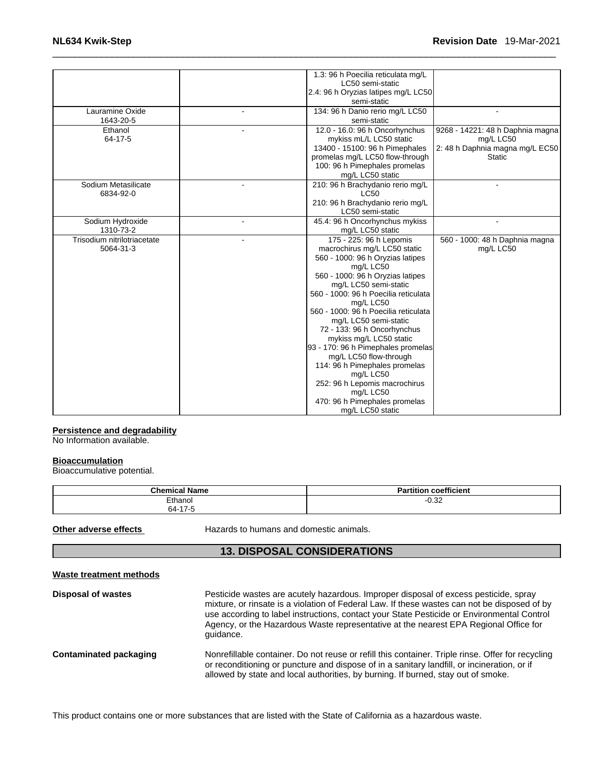| | | | |
|---|---|---|---|
| | | 1.3: 96 h Poecilia reticulata mg/L LC50 semi-static<br>2.4: 96 h Oryzias latipes mg/L LC50 semi-static | |
| Lauramine Oxide<br>1643-20-5 | - | 134: 96 h Danio rerio mg/L LC50 semi-static | - |
| Ethanol<br>64-17-5 | - | 12.0 - 16.0: 96 h Oncorhynchus mykiss mL/L LC50 static<br>13400 - 15100: 96 h Pimephales promelas mg/L LC50 flow-through<br>100: 96 h Pimephales promelas mg/L LC50 static | 9268 - 14221: 48 h Daphnia magna mg/L LC50<br>2: 48 h Daphnia magna mg/L EC50 Static |
| Sodium Metasilicate<br>6834-92-0 | - | 210: 96 h Brachydanio rerio mg/L LC50<br>210: 96 h Brachydanio rerio mg/L LC50 semi-static | - |
| Sodium Hydroxide<br>1310-73-2 | - | 45.4: 96 h Oncorhynchus mykiss mg/L LC50 static | - |
| Trisodium nitrilotriacetate<br>5064-31-3 | - | 175 - 225: 96 h Lepomis macrochirus mg/L LC50 static<br>560 - 1000: 96 h Oryzias latipes mg/L LC50<br>560 - 1000: 96 h Oryzias latipes mg/L LC50 semi-static<br>560 - 1000: 96 h Poecilia reticulata mg/L LC50<br>560 - 1000: 96 h Poecilia reticulata mg/L LC50 semi-static<br>72 - 133: 96 h Oncorhynchus mykiss mg/L LC50 static<br>93 - 170: 96 h Pimephales promelas mg/L LC50 flow-through<br>114: 96 h Pimephales promelas mg/L LC50<br>252: 96 h Lepomis macrochirus mg/L LC50<br>470: 96 h Pimephales promelas mg/L LC50 static | 560 - 1000: 48 h Daphnia magna mg/L LC50 |

**Persistence and degradability**

No Information available.

**Bioaccumulation**

Bioaccumulative potential.

| Chemical Name | Partition coefficient |
|---|---|
| Ethanol<br>64-17-5 | -0.32 |

**Other adverse effects** Hazards to humans and domestic animals.

## 13. DISPOSAL CONSIDERATIONS

**Waste treatment methods**

**Disposal of wastes** Pesticide wastes are acutely hazardous. Improper disposal of excess pesticide, spray mixture, or rinsate is a violation of Federal Law. If these wastes can not be disposed of by use according to label instructions, contact your State Pesticide or Environmental Control Agency, or the Hazardous Waste representative at the nearest EPA Regional Office for guidance.

**Contaminated packaging** Nonrefillable container. Do not reuse or refill this container. Triple rinse. Offer for recycling or reconditioning or puncture and dispose of in a sanitary landfill, or incineration, or if allowed by state and local authorities, by burning. If burned, stay out of smoke.

This product contains one or more substances that are listed with the State of California as a hazardous waste.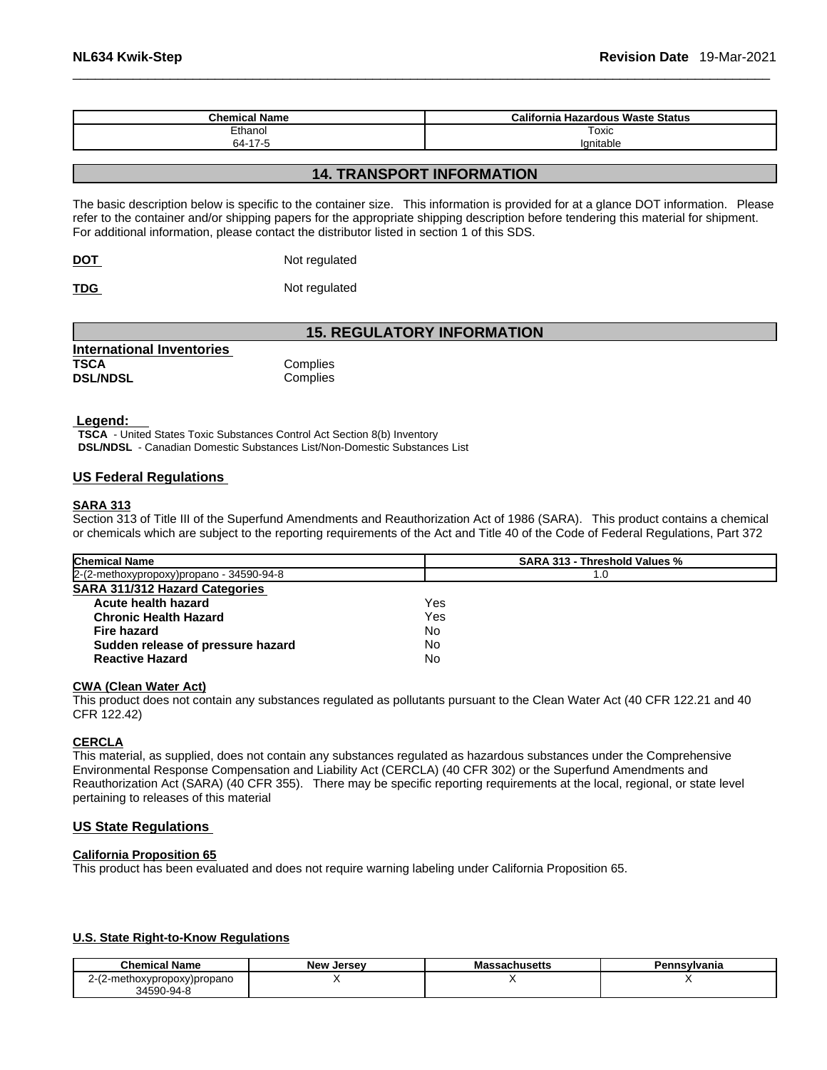| Chemical Name | California Hazardous Waste Status |
|---|---|
| Ethanol<br>64-17-5 | Toxic<br>Ignitable |

## 14. TRANSPORT INFORMATION

The basic description below is specific to the container size. This information is provided for at a glance DOT information. Please refer to the container and/or shipping papers for the appropriate shipping description before tendering this material for shipment. For additional information, please contact the distributor listed in section 1 of this SDS.

**DOT** Not regulated

**TDG** Not regulated

## 15. REGULATORY INFORMATION

**International Inventories**

**TSCA** Complies
**DSL/NDSL** Complies

**Legend:**
**TSCA** - United States Toxic Substances Control Act Section 8(b) Inventory
**DSL/NDSL** - Canadian Domestic Substances List/Non-Domestic Substances List

### US Federal Regulations

**SARA 313**

Section 313 of Title III of the Superfund Amendments and Reauthorization Act of 1986 (SARA). This product contains a chemical or chemicals which are subject to the reporting requirements of the Act and Title 40 of the Code of Federal Regulations, Part 372

| Chemical Name | SARA 313 - Threshold Values % |
|---|---|
| 2-(2-methoxypropoxy)propano - 34590-94-8 | 1.0 |

**SARA 311/312 Hazard Categories**

| | |
|---|---|
| **Acute health hazard** | Yes |
| **Chronic Health Hazard** | Yes |
| **Fire hazard** | No |
| **Sudden release of pressure hazard** | No |
| **Reactive Hazard** | No |

**CWA (Clean Water Act)**

This product does not contain any substances regulated as pollutants pursuant to the Clean Water Act (40 CFR 122.21 and 40 CFR 122.42)

**CERCLA**

This material, as supplied, does not contain any substances regulated as hazardous substances under the Comprehensive Environmental Response Compensation and Liability Act (CERCLA) (40 CFR 302) or the Superfund Amendments and Reauthorization Act (SARA) (40 CFR 355). There may be specific reporting requirements at the local, regional, or state level pertaining to releases of this material

### US State Regulations

**California Proposition 65**

This product has been evaluated and does not require warning labeling under California Proposition 65.

**U.S. State Right-to-Know Regulations**

| Chemical Name | New Jersey | Massachusetts | Pennsylvania |
|---|---|---|---|
| 2-(2-methoxypropoxy)propano<br>34590-94-8 | X | X | X |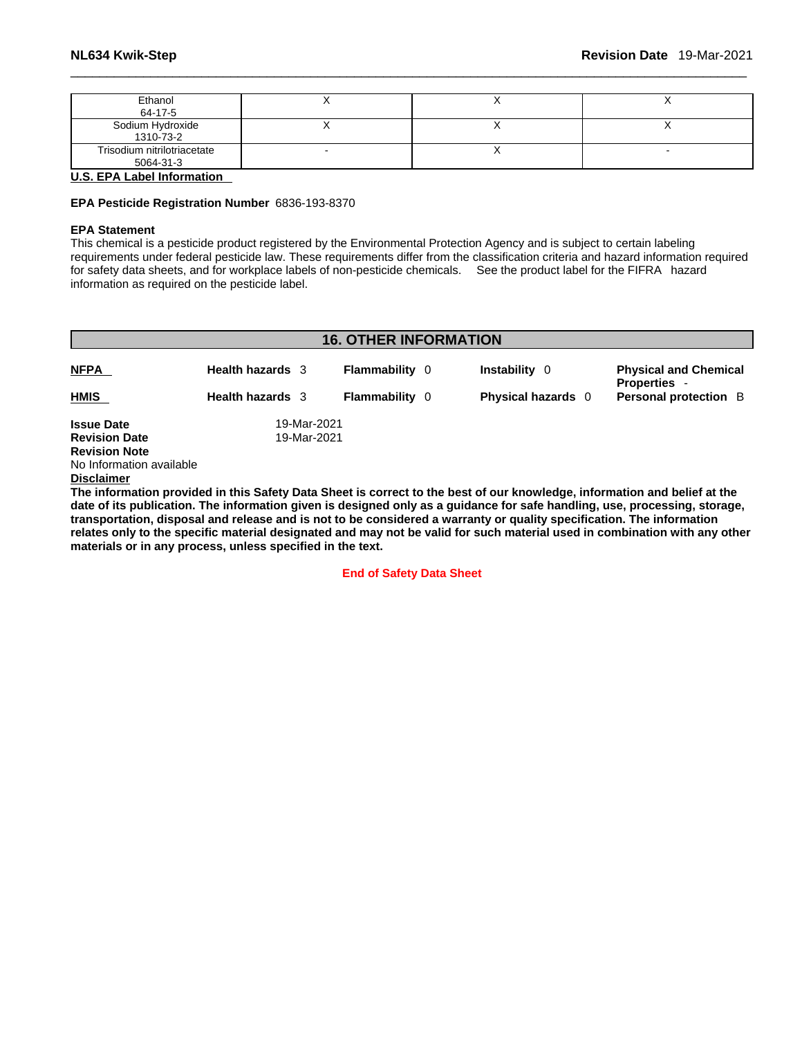| | | | |
|---|---|---|---|
| Ethanol<br>64-17-5 | X | X | X |
| Sodium Hydroxide<br>1310-73-2 | X | X | X |
| Trisodium nitrilotriacetate<br>5064-31-3 | - | X | - |

**U.S. EPA Label Information**

**EPA Pesticide Registration Number** 6836-193-8370

**EPA Statement**
This chemical is a pesticide product registered by the Environmental Protection Agency and is subject to certain labeling requirements under federal pesticide law. These requirements differ from the classification criteria and hazard information required for safety data sheets, and for workplace labels of non-pesticide chemicals. See the product label for the FIFRA hazard information as required on the pesticide label.

## 16. OTHER INFORMATION

| | | | | |
|---|---|---|---|---|
| **NFPA** | **Health hazards** 3 | **Flammability** 0 | **Instability** 0 | **Physical and Chemical Properties** - |
| **HMIS** | **Health hazards** 3 | **Flammability** 0 | **Physical hazards** 0 | **Personal protection** B |

**Issue Date** 19-Mar-2021
**Revision Date** 19-Mar-2021
**Revision Note**
No Information available

**Disclaimer**
**The information provided in this Safety Data Sheet is correct to the best of our knowledge, information and belief at the date of its publication. The information given is designed only as a guidance for safe handling, use, processing, storage, transportation, disposal and release and is not to be considered a warranty or quality specification. The information relates only to the specific material designated and may not be valid for such material used in combination with any other materials or in any process, unless specified in the text.**

**End of Safety Data Sheet**